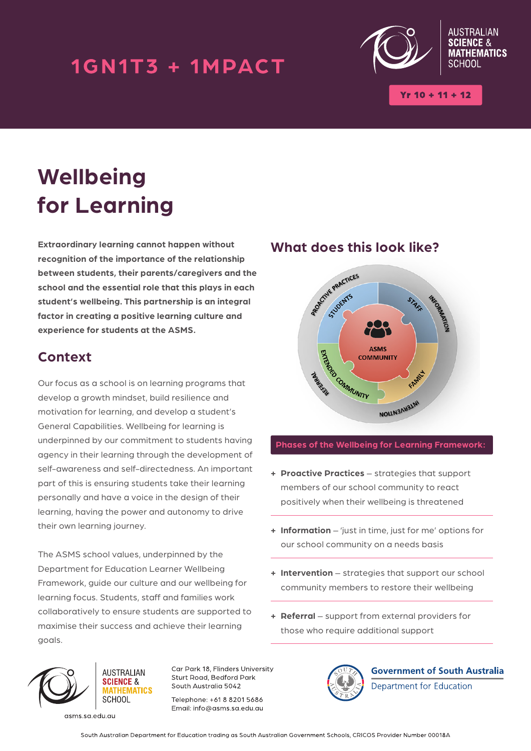1GN1T3 + 1MPACT

AUSTRALIAN SCIENCE & MATHEMATICS SCHOOL

Yr 10 + 11 + 12

# Wellbeing for Learning

**Extraordinary learning cannot happen without recognition of the importance of the relationship between students, their parents/caregivers and the school and the essential role that this plays in each student's wellbeing. This partnership is an integral factor in creating a positive learning culture and experience for students at the ASMS.**

## Context

Our focus as a school is on learning programs that develop a growth mindset, build resilience and motivation for learning, and develop a student's General Capabilities. Wellbeing for learning is underpinned by our commitment to students having agency in their learning through the development of self-awareness and self-directedness. An important part of this is ensuring students take their learning personally and have a voice in the design of their learning, having the power and autonomy to drive their own learning journey.

The ASMS school values, underpinned by the Department for Education Learner Wellbeing Framework, guide our culture and our wellbeing for learning focus. Students, staff and families work collaboratively to ensure students are supported to maximise their success and achieve their learning goals.

## What does this look like?

ASMS COMMUNITY — STUDENTS, STAFF, FAMILY, EXTENDED COMMUNITY — PROACTIVE PRACTICES, INFORMATION, INTERVENTION, REFERRAL

**Phases of the Wellbeing for Learning Framework:**

- **Proactive Practices** – strategies that support members of our school community to react positively when their wellbeing is threatened
- **Information** – 'just in time, just for me' options for our school community on a needs basis
- **Intervention** – strategies that support our school community members to restore their wellbeing
- **Referral** – support from external providers for those who require additional support

AUSTRALIAN SCIENCE & MATHEMATICS SCHOOL
asms.sa.edu.au

Car Park 18, Flinders University
Sturt Road, Bedford Park
South Australia 5042

Telephone: +61 8 8201 5686
Email: info@asms.sa.edu.au

Government of South Australia
Department for Education

South Australian Department for Education trading as South Australian Government Schools, CRICOS Provider Number 00018A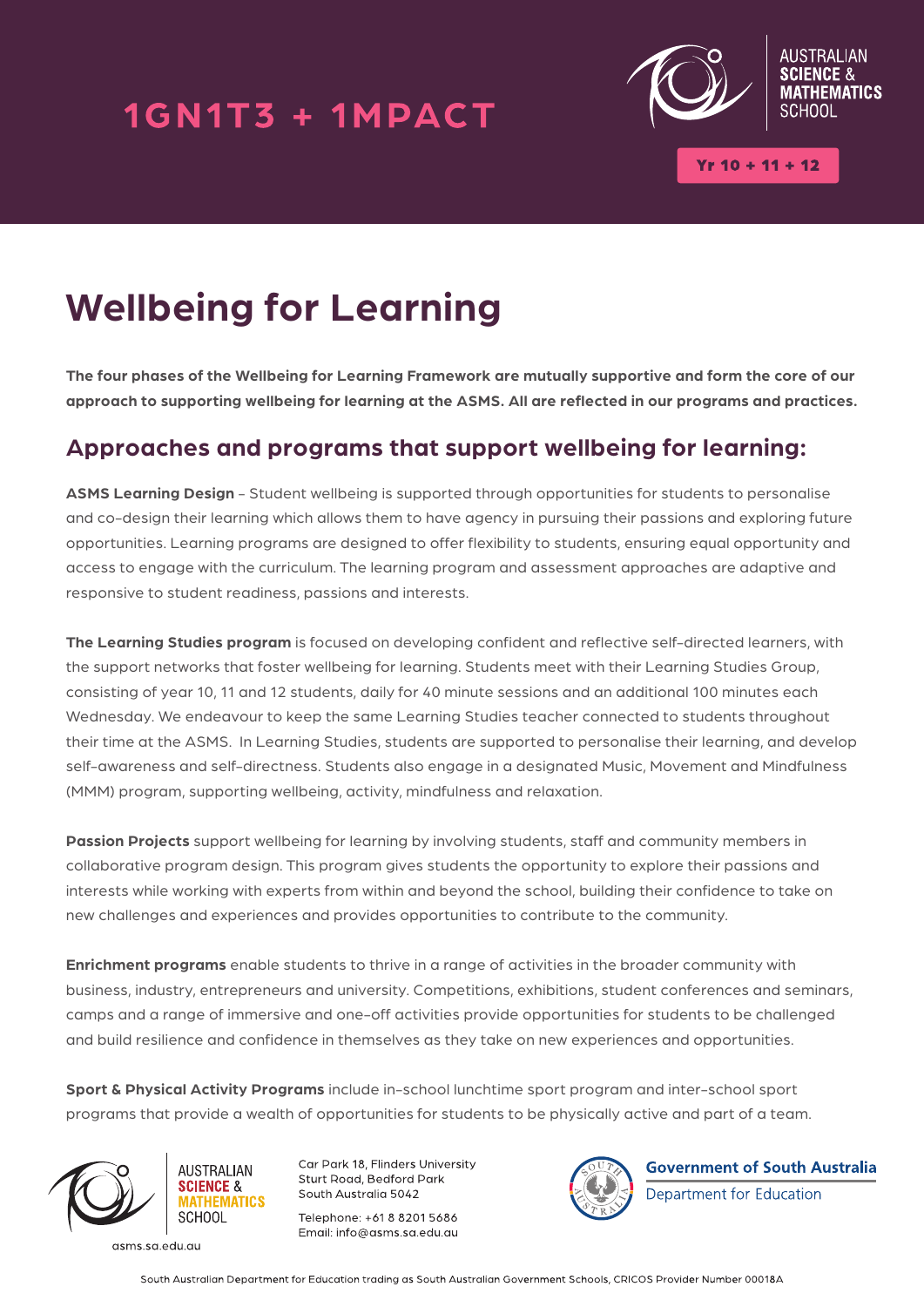# 1GN1T3 + 1MPACT

AUSTRALIAN SCIENCE & MATHEMATICS SCHOOL

Yr 10 + 11 + 12

# Wellbeing for Learning

**The four phases of the Wellbeing for Learning Framework are mutually supportive and form the core of our approach to supporting wellbeing for learning at the ASMS. All are reflected in our programs and practices.**

## Approaches and programs that support wellbeing for learning:

**ASMS Learning Design** – Student wellbeing is supported through opportunities for students to personalise and co-design their learning which allows them to have agency in pursuing their passions and exploring future opportunities. Learning programs are designed to offer flexibility to students, ensuring equal opportunity and access to engage with the curriculum. The learning program and assessment approaches are adaptive and responsive to student readiness, passions and interests.

**The Learning Studies program** is focused on developing confident and reflective self-directed learners, with the support networks that foster wellbeing for learning. Students meet with their Learning Studies Group, consisting of year 10, 11 and 12 students, daily for 40 minute sessions and an additional 100 minutes each Wednesday. We endeavour to keep the same Learning Studies teacher connected to students throughout their time at the ASMS. In Learning Studies, students are supported to personalise their learning, and develop self-awareness and self-directness. Students also engage in a designated Music, Movement and Mindfulness (MMM) program, supporting wellbeing, activity, mindfulness and relaxation.

**Passion Projects** support wellbeing for learning by involving students, staff and community members in collaborative program design. This program gives students the opportunity to explore their passions and interests while working with experts from within and beyond the school, building their confidence to take on new challenges and experiences and provides opportunities to contribute to the community.

**Enrichment programs** enable students to thrive in a range of activities in the broader community with business, industry, entrepreneurs and university. Competitions, exhibitions, student conferences and seminars, camps and a range of immersive and one-off activities provide opportunities for students to be challenged and build resilience and confidence in themselves as they take on new experiences and opportunities.

**Sport & Physical Activity Programs** include in-school lunchtime sport program and inter-school sport programs that provide a wealth of opportunities for students to be physically active and part of a team.

AUSTRALIAN SCIENCE & MATHEMATICS SCHOOL

asms.sa.edu.au

Car Park 18, Flinders University
Sturt Road, Bedford Park
South Australia 5042

Telephone: +61 8 8201 5686
Email: info@asms.sa.edu.au

Government of South Australia
Department for Education

South Australian Department for Education trading as South Australian Government Schools, CRICOS Provider Number 00018A